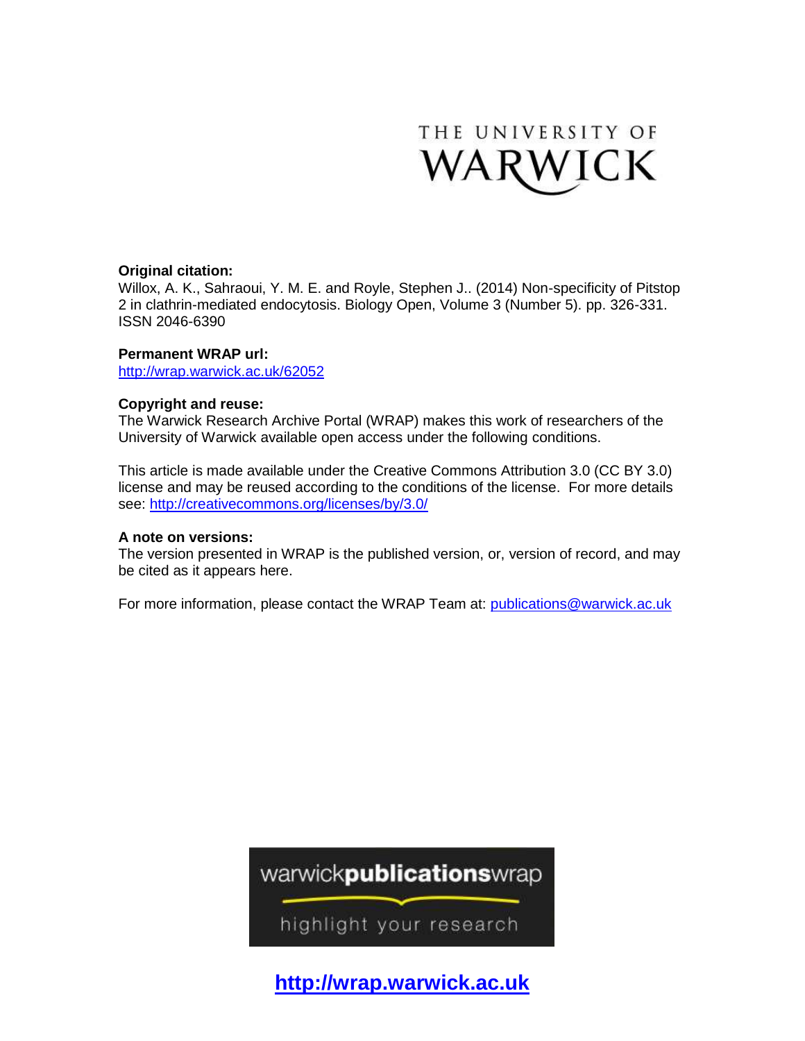THE UNIVERSITY OF WARWICK

**Original citation:**
Willox, A. K., Sahraoui, Y. M. E. and Royle, Stephen J.. (2014) Non-specificity of Pitstop 2 in clathrin-mediated endocytosis. Biology Open, Volume 3 (Number 5). pp. 326-331. ISSN 2046-6390

**Permanent WRAP url:**
http://wrap.warwick.ac.uk/62052

**Copyright and reuse:**
The Warwick Research Archive Portal (WRAP) makes this work of researchers of the University of Warwick available open access under the following conditions.

This article is made available under the Creative Commons Attribution 3.0 (CC BY 3.0) license and may be reused according to the conditions of the license. For more details see: http://creativecommons.org/licenses/by/3.0/

**A note on versions:**
The version presented in WRAP is the published version, or, version of record, and may be cited as it appears here.

For more information, please contact the WRAP Team at: publications@warwick.ac.uk

warwick**publications**wrap

highlight your research

**http://wrap.warwick.ac.uk**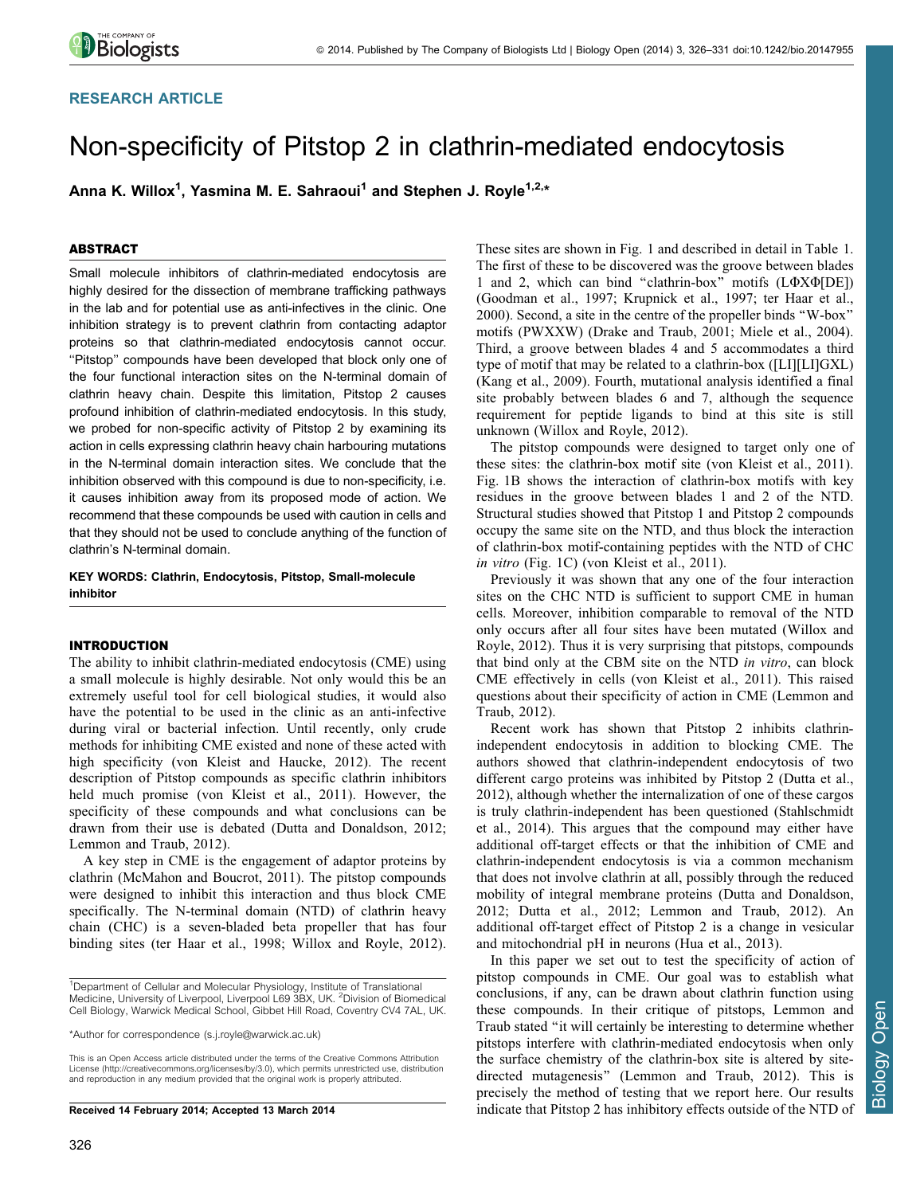# Non-specificity of Pitstop 2 in clathrin-mediated endocytosis

Anna K. Willox[1], Yasmina M. E. Sahraoui[1] and Stephen J. Royle[1,2,*]

## ABSTRACT

Small molecule inhibitors of clathrin-mediated endocytosis are highly desired for the dissection of membrane trafficking pathways in the lab and for potential use as anti-infectives in the clinic. One inhibition strategy is to prevent clathrin from contacting adaptor proteins so that clathrin-mediated endocytosis cannot occur. "Pitstop" compounds have been developed that block only one of the four functional interaction sites on the N-terminal domain of clathrin heavy chain. Despite this limitation, Pitstop 2 causes profound inhibition of clathrin-mediated endocytosis. In this study, we probed for non-specific activity of Pitstop 2 by examining its action in cells expressing clathrin heavy chain harbouring mutations in the N-terminal domain interaction sites. We conclude that the inhibition observed with this compound is due to non-specificity, i.e. it causes inhibition away from its proposed mode of action. We recommend that these compounds be used with caution in cells and that they should not be used to conclude anything of the function of clathrin's N-terminal domain.

**KEY WORDS: Clathrin, Endocytosis, Pitstop, Small-molecule inhibitor**

## INTRODUCTION

The ability to inhibit clathrin-mediated endocytosis (CME) using a small molecule is highly desirable. Not only would this be an extremely useful tool for cell biological studies, it would also have the potential to be used in the clinic as an anti-infective during viral or bacterial infection. Until recently, only crude methods for inhibiting CME existed and none of these acted with high specificity (von Kleist and Haucke, 2012). The recent description of Pitstop compounds as specific clathrin inhibitors held much promise (von Kleist et al., 2011). However, the specificity of these compounds and what conclusions can be drawn from their use is debated (Dutta and Donaldson, 2012; Lemmon and Traub, 2012).

A key step in CME is the engagement of adaptor proteins by clathrin (McMahon and Boucrot, 2011). The pitstop compounds were designed to inhibit this interaction and thus block CME specifically. The N-terminal domain (NTD) of clathrin heavy chain (CHC) is a seven-bladed beta propeller that has four binding sites (ter Haar et al., 1998; Willox and Royle, 2012). These sites are shown in Fig. 1 and described in detail in Table 1. The first of these to be discovered was the groove between blades 1 and 2, which can bind "clathrin-box" motifs (LΦXΦ[DE]) (Goodman et al., 1997; Krupnick et al., 1997; ter Haar et al., 2000). Second, a site in the centre of the propeller binds "W-box" motifs (PWXXW) (Drake and Traub, 2001; Miele et al., 2004). Third, a groove between blades 4 and 5 accommodates a third type of motif that may be related to a clathrin-box ([LI][LI]GXL) (Kang et al., 2009). Fourth, mutational analysis identified a final site probably between blades 6 and 7, although the sequence requirement for peptide ligands to bind at this site is still unknown (Willox and Royle, 2012).

The pitstop compounds were designed to target only one of these sites: the clathrin-box motif site (von Kleist et al., 2011). Fig. 1B shows the interaction of clathrin-box motifs with key residues in the groove between blades 1 and 2 of the NTD. Structural studies showed that Pitstop 1 and Pitstop 2 compounds occupy the same site on the NTD, and thus block the interaction of clathrin-box motif-containing peptides with the NTD of CHC *in vitro* (Fig. 1C) (von Kleist et al., 2011).

Previously it was shown that any one of the four interaction sites on the CHC NTD is sufficient to support CME in human cells. Moreover, inhibition comparable to removal of the NTD only occurs after all four sites have been mutated (Willox and Royle, 2012). Thus it is very surprising that pitstops, compounds that bind only at the CBM site on the NTD *in vitro*, can block CME effectively in cells (von Kleist et al., 2011). This raised questions about their specificity of action in CME (Lemmon and Traub, 2012).

Recent work has shown that Pitstop 2 inhibits clathrin-independent endocytosis in addition to blocking CME. The authors showed that clathrin-independent endocytosis of two different cargo proteins was inhibited by Pitstop 2 (Dutta et al., 2012), although whether the internalization of one of these cargos is truly clathrin-independent has been questioned (Stahlschmidt et al., 2014). This argues that the compound may either have additional off-target effects or that the inhibition of CME and clathrin-independent endocytosis is via a common mechanism that does not involve clathrin at all, possibly through the reduced mobility of integral membrane proteins (Dutta and Donaldson, 2012; Dutta et al., 2012; Lemmon and Traub, 2012). An additional off-target effect of Pitstop 2 is a change in vesicular and mitochondrial pH in neurons (Hua et al., 2013).

In this paper we set out to test the specificity of action of pitstop compounds in CME. Our goal was to establish what conclusions, if any, can be drawn about clathrin function using these compounds. In their critique of pitstops, Lemmon and Traub stated "it will certainly be interesting to determine whether pitstops interfere with clathrin-mediated endocytosis when only the surface chemistry of the clathrin-box site is altered by site-directed mutagenesis" (Lemmon and Traub, 2012). This is precisely the method of testing that we report here. Our results indicate that Pitstop 2 has inhibitory effects outside of the NTD of

[1]Department of Cellular and Molecular Physiology, Institute of Translational Medicine, University of Liverpool, Liverpool L69 3BX, UK. [2]Division of Biomedical Cell Biology, Warwick Medical School, Gibbet Hill Road, Coventry CV4 7AL, UK.

*Author for correspondence (s.j.royle@warwick.ac.uk)

This is an Open Access article distributed under the terms of the Creative Commons Attribution License (http://creativecommons.org/licenses/by/3.0), which permits unrestricted use, distribution and reproduction in any medium provided that the original work is properly attributed.

**Received 14 February 2014; Accepted 13 March 2014**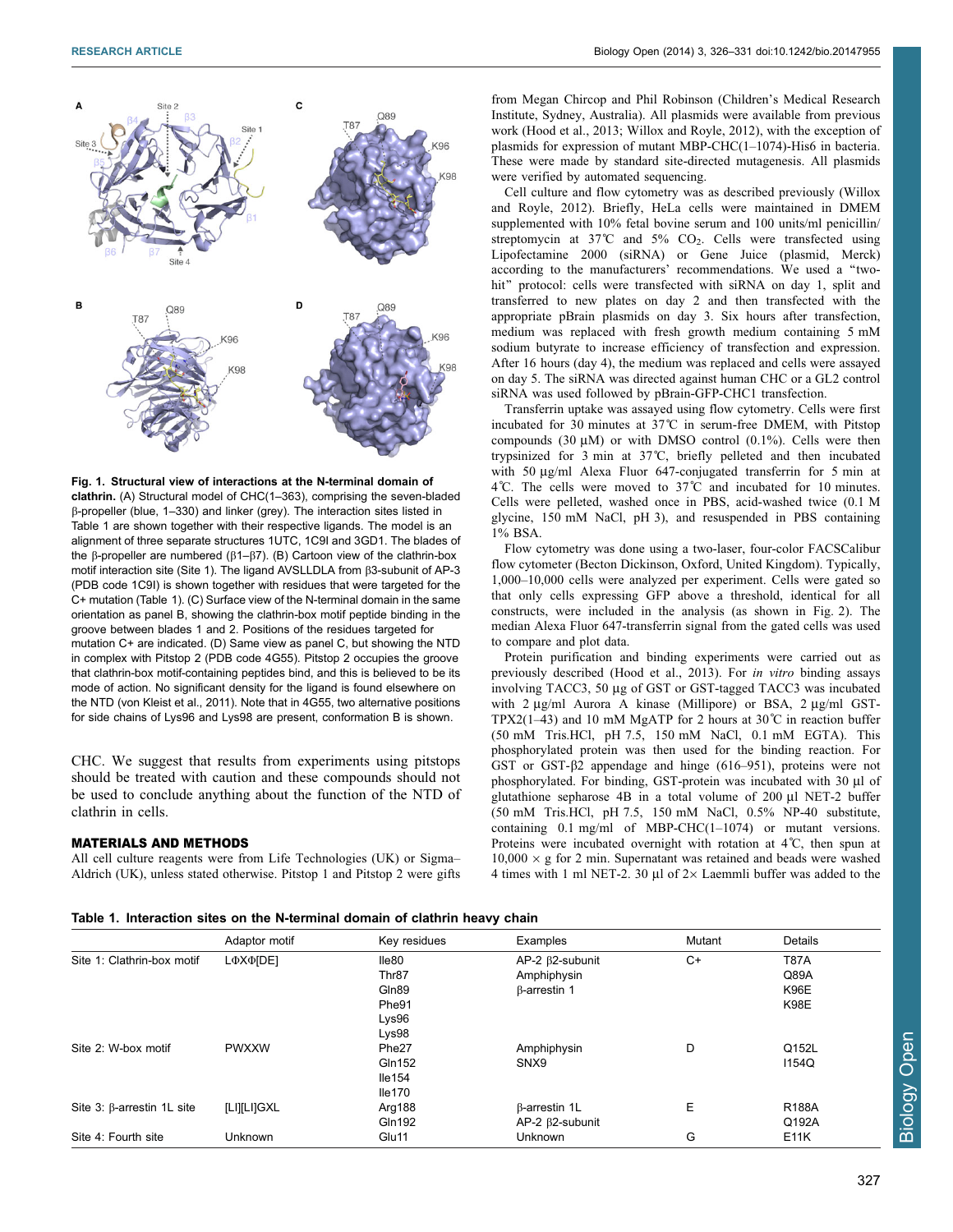**Fig. 1. Structural view of interactions at the N-terminal domain of clathrin.** (A) Structural model of CHC(1–363), comprising the seven-bladed β-propeller (blue, 1–330) and linker (grey). The interaction sites listed in Table 1 are shown together with their respective ligands. The model is an alignment of three separate structures 1UTC, 1C9I and 3GD1. The blades of the β-propeller are numbered (β1–β7). (B) Cartoon view of the clathrin-box motif interaction site (Site 1). The ligand AVSLLDLA from β3-subunit of AP-3 (PDB code 1C9I) is shown together with residues that were targeted for the C+ mutation (Table 1). (C) Surface view of the N-terminal domain in the same orientation as panel B, showing the clathrin-box motif peptide binding in the groove between blades 1 and 2. Positions of the residues targeted for mutation C+ are indicated. (D) Same view as panel C, but showing the NTD in complex with Pitstop 2 (PDB code 4G55). Pitstop 2 occupies the groove that clathrin-box motif-containing peptides bind, and this is believed to be its mode of action. No significant density for the ligand is found elsewhere on the NTD (von Kleist et al., 2011). Note that in 4G55, two alternative positions for side chains of Lys96 and Lys98 are present, conformation B is shown.

CHC. We suggest that results from experiments using pitstops should be treated with caution and these compounds should not be used to conclude anything about the function of the NTD of clathrin in cells.

## MATERIALS AND METHODS

All cell culture reagents were from Life Technologies (UK) or Sigma–Aldrich (UK), unless stated otherwise. Pitstop 1 and Pitstop 2 were gifts from Megan Chircop and Phil Robinson (Children's Medical Research Institute, Sydney, Australia). All plasmids were available from previous work (Hood et al., 2013; Willox and Royle, 2012), with the exception of plasmids for expression of mutant MBP-CHC(1–1074)-His6 in bacteria. These were made by standard site-directed mutagenesis. All plasmids were verified by automated sequencing.

Cell culture and flow cytometry was as described previously (Willox and Royle, 2012). Briefly, HeLa cells were maintained in DMEM supplemented with 10% fetal bovine serum and 100 units/ml penicillin/streptomycin at 37℃ and 5% $CO_2$. Cells were transfected using Lipofectamine 2000 (siRNA) or Gene Juice (plasmid, Merck) according to the manufacturers' recommendations. We used a "two-hit" protocol: cells were transfected with siRNA on day 1, split and transferred to new plates on day 2 and then transfected with the appropriate pBrain plasmids on day 3. Six hours after transfection, medium was replaced with fresh growth medium containing 5 mM sodium butyrate to increase efficiency of transfection and expression. After 16 hours (day 4), the medium was replaced and cells were assayed on day 5. The siRNA was directed against human CHC or a GL2 control siRNA was used followed by pBrain-GFP-CHC1 transfection.

Transferrin uptake was assayed using flow cytometry. Cells were first incubated for 30 minutes at 37℃ in serum-free DMEM, with Pitstop compounds (30 μM) or with DMSO control (0.1%). Cells were then trypsinized for 3 min at 37℃, briefly pelleted and then incubated with 50 μg/ml Alexa Fluor 647-conjugated transferrin for 5 min at 4℃. The cells were moved to 37℃ and incubated for 10 minutes. Cells were pelleted, washed once in PBS, acid-washed twice (0.1 M glycine, 150 mM NaCl, pH 3), and resuspended in PBS containing 1% BSA.

Flow cytometry was done using a two-laser, four-color FACSCalibur flow cytometer (Becton Dickinson, Oxford, United Kingdom). Typically, 1,000–10,000 cells were analyzed per experiment. Cells were gated so that only cells expressing GFP above a threshold, identical for all constructs, were included in the analysis (as shown in Fig. 2). The median Alexa Fluor 647-transferrin signal from the gated cells was used to compare and plot data.

Protein purification and binding experiments were carried out as previously described (Hood et al., 2013). For *in vitro* binding assays involving TACC3, 50 μg of GST or GST-tagged TACC3 was incubated with 2 μg/ml Aurora A kinase (Millipore) or BSA, 2 μg/ml GST-TPX2(1–43) and 10 mM MgATP for 2 hours at 30℃ in reaction buffer (50 mM Tris.HCl, pH 7.5, 150 mM NaCl, 0.1 mM EGTA). This phosphorylated protein was then used for the binding reaction. For GST or GST-β2 appendage and hinge (616–951), proteins were not phosphorylated. For binding, GST-protein was incubated with 30 μl of glutathione sepharose 4B in a total volume of 200 μl NET-2 buffer (50 mM Tris.HCl, pH 7.5, 150 mM NaCl, 0.5% NP-40 substitute, containing 0.1 mg/ml of MBP-CHC(1–1074) or mutant versions. Proteins were incubated overnight with rotation at 4℃, then spun at 10,000 × g for 2 min. Supernatant was retained and beads were washed 4 times with 1 ml NET-2. 30 μl of 2× Laemmli buffer was added to the

**Table 1. Interaction sites on the N-terminal domain of clathrin heavy chain**

| | Adaptor motif | Key residues | Examples | Mutant | Details |
|---|---|---|---|---|---|
| Site 1: Clathrin-box motif | LΦXΦ[DE] | Ile80<br>Thr87<br>Gln89<br>Phe91<br>Lys96<br>Lys98 | AP-2 β2-subunit<br>Amphiphysin<br>β-arrestin 1 | C+ | T87A<br>Q89A<br>K96E<br>K98E |
| Site 2: W-box motif | PWXXW | Phe27<br>Gln152<br>Ile154<br>Ile170 | Amphiphysin<br>SNX9 | D | Q152L<br>I154Q |
| Site 3: β-arrestin 1L site | [LI][LI]GXL | Arg188<br>Gln192 | β-arrestin 1L<br>AP-2 β2-subunit | E | R188A<br>Q192A |
| Site 4: Fourth site | Unknown | Glu11 | Unknown | G | E11K |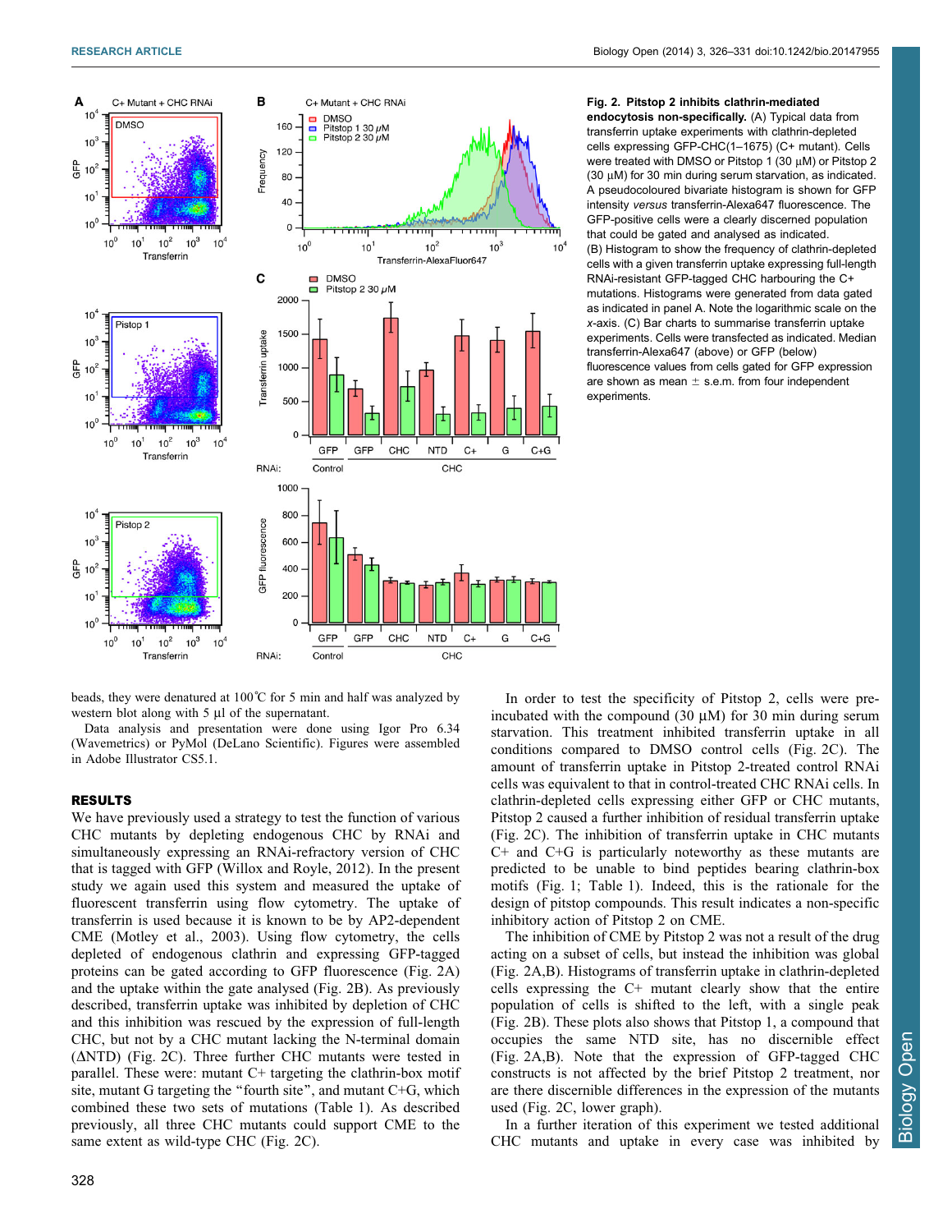**Fig. 2. Pitstop 2 inhibits clathrin-mediated endocytosis non-specifically.** (A) Typical data from transferrin uptake experiments with clathrin-depleted cells expressing GFP-CHC(1–1675) (C+ mutant). Cells were treated with DMSO or Pitstop 1 (30 μM) or Pitstop 2 (30 μM) for 30 min during serum starvation, as indicated. A pseudocoloured bivariate histogram is shown for GFP intensity *versus* transferrin-Alexa647 fluorescence. The GFP-positive cells were a clearly discerned population that could be gated and analysed as indicated. (B) Histogram to show the frequency of clathrin-depleted cells with a given transferrin uptake expressing full-length RNAi-resistant GFP-tagged CHC harbouring the C+ mutations. Histograms were generated from data gated as indicated in panel A. Note the logarithmic scale on the *x*-axis. (C) Bar charts to summarise transferrin uptake experiments. Cells were transfected as indicated. Median transferrin-Alexa647 (above) or GFP (below) fluorescence values from cells gated for GFP expression are shown as mean ± s.e.m. from four independent experiments.

beads, they were denatured at 100˚C for 5 min and half was analyzed by western blot along with 5 μl of the supernatant.

Data analysis and presentation were done using Igor Pro 6.34 (Wavemetrics) or PyMol (DeLano Scientific). Figures were assembled in Adobe Illustrator CS5.1.

## RESULTS

We have previously used a strategy to test the function of various CHC mutants by depleting endogenous CHC by RNAi and simultaneously expressing an RNAi-refractory version of CHC that is tagged with GFP (Willox and Royle, 2012). In the present study we again used this system and measured the uptake of fluorescent transferrin using flow cytometry. The uptake of transferrin is used because it is known to be by AP2-dependent CME (Motley et al., 2003). Using flow cytometry, the cells depleted of endogenous clathrin and expressing GFP-tagged proteins can be gated according to GFP fluorescence (Fig. 2A) and the uptake within the gate analysed (Fig. 2B). As previously described, transferrin uptake was inhibited by depletion of CHC and this inhibition was rescued by the expression of full-length CHC, but not by a CHC mutant lacking the N-terminal domain (ΔNTD) (Fig. 2C). Three further CHC mutants were tested in parallel. These were: mutant C+ targeting the clathrin-box motif site, mutant G targeting the "fourth site", and mutant C+G, which combined these two sets of mutations (Table 1). As described previously, all three CHC mutants could support CME to the same extent as wild-type CHC (Fig. 2C).

In order to test the specificity of Pitstop 2, cells were pre-incubated with the compound (30 μM) for 30 min during serum starvation. This treatment inhibited transferrin uptake in all conditions compared to DMSO control cells (Fig. 2C). The amount of transferrin uptake in Pitstop 2-treated control RNAi cells was equivalent to that in control-treated CHC RNAi cells. In clathrin-depleted cells expressing either GFP or CHC mutants, Pitstop 2 caused a further inhibition of residual transferrin uptake (Fig. 2C). The inhibition of transferrin uptake in CHC mutants C+ and C+G is particularly noteworthy as these mutants are predicted to be unable to bind peptides bearing clathrin-box motifs (Fig. 1; Table 1). Indeed, this is the rationale for the design of pitstop compounds. This result indicates a non-specific inhibitory action of Pitstop 2 on CME.

The inhibition of CME by Pitstop 2 was not a result of the drug acting on a subset of cells, but instead the inhibition was global (Fig. 2A,B). Histograms of transferrin uptake in clathrin-depleted cells expressing the C+ mutant clearly show that the entire population of cells is shifted to the left, with a single peak (Fig. 2B). These plots also shows that Pitstop 1, a compound that occupies the same NTD site, has no discernible effect (Fig. 2A,B). Note that the expression of GFP-tagged CHC constructs is not affected by the brief Pitstop 2 treatment, nor are there discernible differences in the expression of the mutants used (Fig. 2C, lower graph).

In a further iteration of this experiment we tested additional CHC mutants and uptake in every case was inhibited by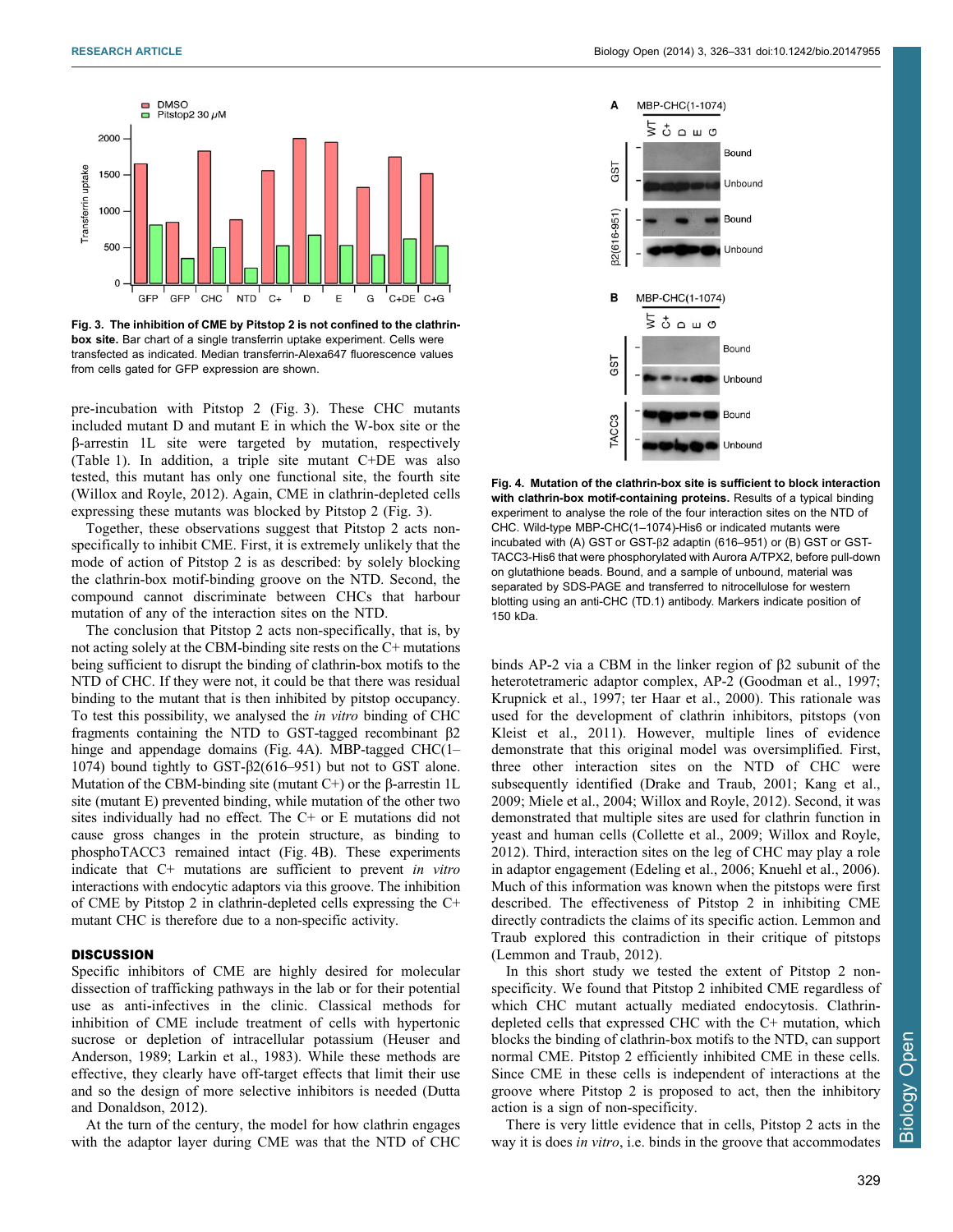**Fig. 3. The inhibition of CME by Pitstop 2 is not confined to the clathrin-box site.** Bar chart of a single transferrin uptake experiment. Cells were transfected as indicated. Median transferrin-Alexa647 fluorescence values from cells gated for GFP expression are shown.

pre-incubation with Pitstop 2 (Fig. 3). These CHC mutants included mutant D and mutant E in which the W-box site or the β-arrestin 1L site were targeted by mutation, respectively (Table 1). In addition, a triple site mutant C+DE was also tested, this mutant has only one functional site, the fourth site (Willox and Royle, 2012). Again, CME in clathrin-depleted cells expressing these mutants was blocked by Pitstop 2 (Fig. 3).

Together, these observations suggest that Pitstop 2 acts non-specifically to inhibit CME. First, it is extremely unlikely that the mode of action of Pitstop 2 is as described: by solely blocking the clathrin-box motif-binding groove on the NTD. Second, the compound cannot discriminate between CHCs that harbour mutation of any of the interaction sites on the NTD.

The conclusion that Pitstop 2 acts non-specifically, that is, by not acting solely at the CBM-binding site rests on the C+ mutations being sufficient to disrupt the binding of clathrin-box motifs to the NTD of CHC. If they were not, it could be that there was residual binding to the mutant that is then inhibited by pitstop occupancy. To test this possibility, we analysed the *in vitro* binding of CHC fragments containing the NTD to GST-tagged recombinant β2 hinge and appendage domains (Fig. 4A). MBP-tagged CHC(1–1074) bound tightly to GST-β2(616–951) but not to GST alone. Mutation of the CBM-binding site (mutant C+) or the β-arrestin 1L site (mutant E) prevented binding, while mutation of the other two sites individually had no effect. The C+ or E mutations did not cause gross changes in the protein structure, as binding to phosphoTACC3 remained intact (Fig. 4B). These experiments indicate that C+ mutations are sufficient to prevent *in vitro* interactions with endocytic adaptors via this groove. The inhibition of CME by Pitstop 2 in clathrin-depleted cells expressing the C+ mutant CHC is therefore due to a non-specific activity.

**Fig. 4. Mutation of the clathrin-box site is sufficient to block interaction with clathrin-box motif-containing proteins.** Results of a typical binding experiment to analyse the role of the four interaction sites on the NTD of CHC. Wild-type MBP-CHC(1–1074)-His6 or indicated mutants were incubated with (A) GST or GST-β2 adaptin (616–951) or (B) GST or GST-TACC3-His6 that were phosphorylated with Aurora A/TPX2, before pull-down on glutathione beads. Bound, and a sample of unbound, material was separated by SDS-PAGE and transferred to nitrocellulose for western blotting using an anti-CHC (TD.1) antibody. Markers indicate position of 150 kDa.

## DISCUSSION

Specific inhibitors of CME are highly desired for molecular dissection of trafficking pathways in the lab or for their potential use as anti-infectives in the clinic. Classical methods for inhibition of CME include treatment of cells with hypertonic sucrose or depletion of intracellular potassium (Heuser and Anderson, 1989; Larkin et al., 1983). While these methods are effective, they clearly have off-target effects that limit their use and so the design of more selective inhibitors is needed (Dutta and Donaldson, 2012).

At the turn of the century, the model for how clathrin engages with the adaptor layer during CME was that the NTD of CHC binds AP-2 via a CBM in the linker region of β2 subunit of the heterotetrameric adaptor complex, AP-2 (Goodman et al., 1997; Krupnick et al., 1997; ter Haar et al., 2000). This rationale was used for the development of clathrin inhibitors, pitstops (von Kleist et al., 2011). However, multiple lines of evidence demonstrate that this original model was oversimplified. First, three other interaction sites on the NTD of CHC were subsequently identified (Drake and Traub, 2001; Kang et al., 2009; Miele et al., 2004; Willox and Royle, 2012). Second, it was demonstrated that multiple sites are used for clathrin function in yeast and human cells (Collette et al., 2009; Willox and Royle, 2012). Third, interaction sites on the leg of CHC may play a role in adaptor engagement (Edeling et al., 2006; Knuehl et al., 2006). Much of this information was known when the pitstops were first described. The effectiveness of Pitstop 2 in inhibiting CME directly contradicts the claims of its specific action. Lemmon and Traub explored this contradiction in their critique of pitstops (Lemmon and Traub, 2012).

In this short study we tested the extent of Pitstop 2 non-specificity. We found that Pitstop 2 inhibited CME regardless of which CHC mutant actually mediated endocytosis. Clathrin-depleted cells that expressed CHC with the C+ mutation, which blocks the binding of clathrin-box motifs to the NTD, can support normal CME. Pitstop 2 efficiently inhibited CME in these cells. Since CME in these cells is independent of interactions at the groove where Pitstop 2 is proposed to act, then the inhibitory action is a sign of non-specificity.

There is very little evidence that in cells, Pitstop 2 acts in the way it is does *in vitro*, i.e. binds in the groove that accommodates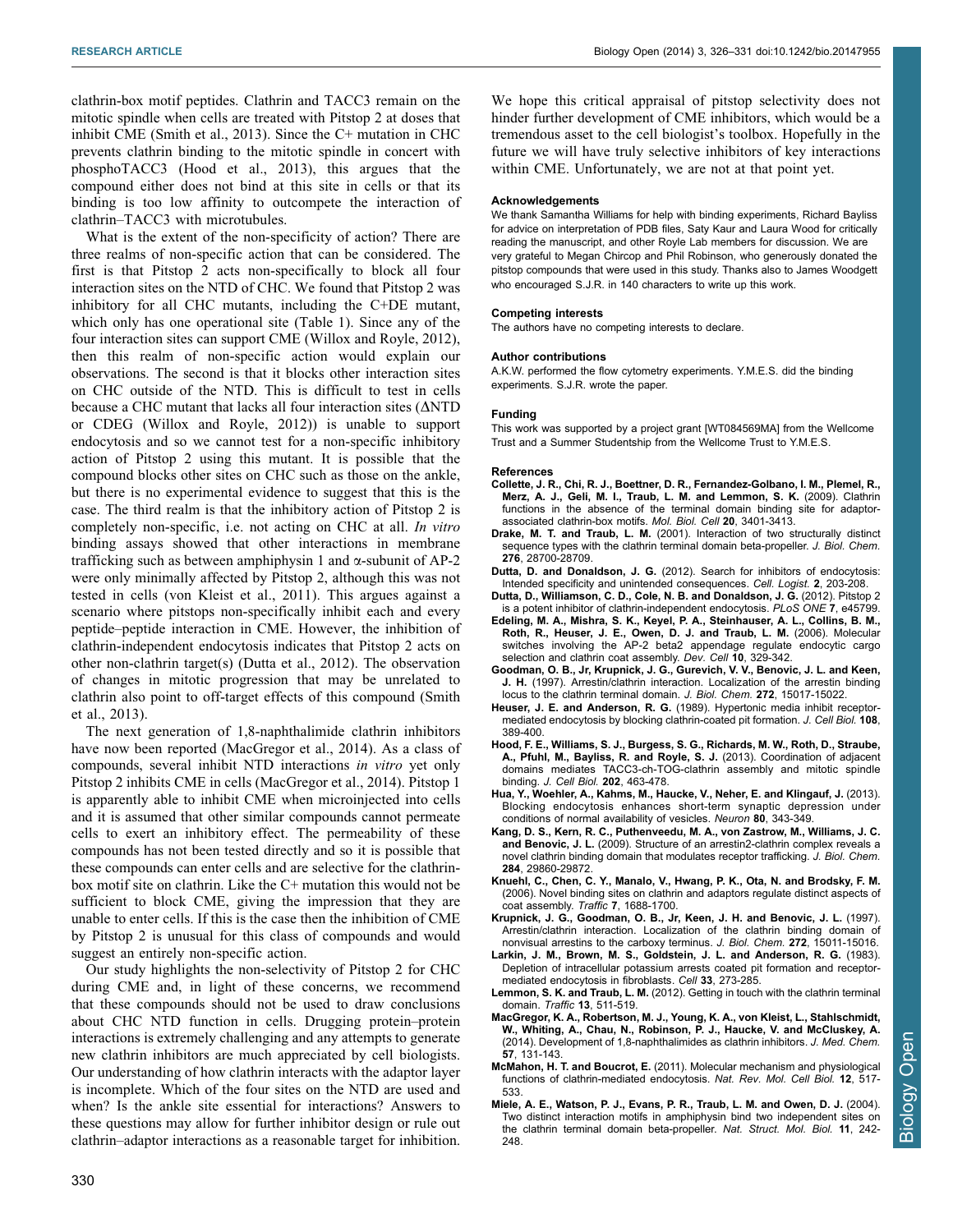clathrin-box motif peptides. Clathrin and TACC3 remain on the mitotic spindle when cells are treated with Pitstop 2 at doses that inhibit CME (Smith et al., 2013). Since the C+ mutation in CHC prevents clathrin binding to the mitotic spindle in concert with phosphoTACC3 (Hood et al., 2013), this argues that the compound either does not bind at this site in cells or that its binding is too low affinity to outcompete the interaction of clathrin–TACC3 with microtubules.

What is the extent of the non-specificity of action? There are three realms of non-specific action that can be considered. The first is that Pitstop 2 acts non-specifically to block all four interaction sites on the NTD of CHC. We found that Pitstop 2 was inhibitory for all CHC mutants, including the C+DE mutant, which only has one operational site (Table 1). Since any of the four interaction sites can support CME (Willox and Royle, 2012), then this realm of non-specific action would explain our observations. The second is that it blocks other interaction sites on CHC outside of the NTD. This is difficult to test in cells because a CHC mutant that lacks all four interaction sites (ΔNTD or CDEG (Willox and Royle, 2012)) is unable to support endocytosis and so we cannot test for a non-specific inhibitory action of Pitstop 2 using this mutant. It is possible that the compound blocks other sites on CHC such as those on the ankle, but there is no experimental evidence to suggest that this is the case. The third realm is that the inhibitory action of Pitstop 2 is completely non-specific, i.e. not acting on CHC at all. *In vitro* binding assays showed that other interactions in membrane trafficking such as between amphiphysin 1 and α-subunit of AP-2 were only minimally affected by Pitstop 2, although this was not tested in cells (von Kleist et al., 2011). This argues against a scenario where pitstops non-specifically inhibit each and every peptide–peptide interaction in CME. However, the inhibition of clathrin-independent endocytosis indicates that Pitstop 2 acts on other non-clathrin target(s) (Dutta et al., 2012). The observation of changes in mitotic progression that may be unrelated to clathrin also point to off-target effects of this compound (Smith et al., 2013).

The next generation of 1,8-naphthalimide clathrin inhibitors have now been reported (MacGregor et al., 2014). As a class of compounds, several inhibit NTD interactions *in vitro* yet only Pitstop 2 inhibits CME in cells (MacGregor et al., 2014). Pitstop 1 is apparently able to inhibit CME when microinjected into cells and it is assumed that other similar compounds cannot permeate cells to exert an inhibitory effect. The permeability of these compounds has not been tested directly and so it is possible that these compounds can enter cells and are selective for the clathrin-box motif site on clathrin. Like the C+ mutation this would not be sufficient to block CME, giving the impression that they are unable to enter cells. If this is the case then the inhibition of CME by Pitstop 2 is unusual for this class of compounds and would suggest an entirely non-specific action.

Our study highlights the non-selectivity of Pitstop 2 for CHC during CME and, in light of these concerns, we recommend that these compounds should not be used to draw conclusions about CHC NTD function in cells. Drugging protein–protein interactions is extremely challenging and any attempts to generate new clathrin inhibitors are much appreciated by cell biologists. Our understanding of how clathrin interacts with the adaptor layer is incomplete. Which of the four sites on the NTD are used and when? Is the ankle site essential for interactions? Answers to these questions may allow for further inhibitor design or rule out clathrin–adaptor interactions as a reasonable target for inhibition.

We hope this critical appraisal of pitstop selectivity does not hinder further development of CME inhibitors, which would be a tremendous asset to the cell biologist's toolbox. Hopefully in the future we will have truly selective inhibitors of key interactions within CME. Unfortunately, we are not at that point yet.

#### Acknowledgements
We thank Samantha Williams for help with binding experiments, Richard Bayliss for advice on interpretation of PDB files, Saty Kaur and Laura Wood for critically reading the manuscript, and other Royle Lab members for discussion. We are very grateful to Megan Chircop and Phil Robinson, who generously donated the pitstop compounds that were used in this study. Thanks also to James Woodgett who encouraged S.J.R. in 140 characters to write up this work.

#### Competing interests
The authors have no competing interests to declare.

#### Author contributions
A.K.W. performed the flow cytometry experiments. Y.M.E.S. did the binding experiments. S.J.R. wrote the paper.

#### Funding
This work was supported by a project grant [WT084569MA] from the Wellcome Trust and a Summer Studentship from the Wellcome Trust to Y.M.E.S.

#### References
**Collette, J. R., Chi, R. J., Boettner, D. R., Fernandez-Golbano, I. M., Plemel, R., Merz, A. J., Geli, M. I., Traub, L. M. and Lemmon, S. K.** (2009). Clathrin functions in the absence of the terminal domain binding site for adaptor-associated clathrin-box motifs. *Mol. Biol. Cell* **20**, 3401-3413.

**Drake, M. T. and Traub, L. M.** (2001). Interaction of two structurally distinct sequence types with the clathrin terminal domain beta-propeller. *J. Biol. Chem.* **276**, 28700-28709.

**Dutta, D. and Donaldson, J. G.** (2012). Search for inhibitors of endocytosis: Intended specificity and unintended consequences. *Cell. Logist.* **2**, 203-208.

**Dutta, D., Williamson, C. D., Cole, N. B. and Donaldson, J. G.** (2012). Pitstop 2 is a potent inhibitor of clathrin-independent endocytosis. *PLoS ONE* **7**, e45799.

**Edeling, M. A., Mishra, S. K., Keyel, P. A., Steinhauser, A. L., Collins, B. M., Roth, R., Heuser, J. E., Owen, D. J. and Traub, L. M.** (2006). Molecular switches involving the AP-2 beta2 appendage regulate endocytic cargo selection and clathrin coat assembly. *Dev. Cell* **10**, 329-342.

**Goodman, O. B., Jr, Krupnick, J. G., Gurevich, V. V., Benovic, J. L. and Keen, J. H.** (1997). Arrestin/clathrin interaction. Localization of the arrestin binding locus to the clathrin terminal domain. *J. Biol. Chem.* **272**, 15017-15022.

**Heuser, J. E. and Anderson, R. G.** (1989). Hypertonic media inhibit receptor-mediated endocytosis by blocking clathrin-coated pit formation. *J. Cell Biol.* **108**, 389-400.

**Hood, F. E., Williams, S. J., Burgess, S. G., Richards, M. W., Roth, D., Straube, A., Pfuhl, M., Bayliss, R. and Royle, S. J.** (2013). Coordination of adjacent domains mediates TACC3-ch-TOG-clathrin assembly and mitotic spindle binding. *J. Cell Biol.* **202**, 463-478.

**Hua, Y., Woehler, A., Kahms, M., Haucke, V., Neher, E. and Klingauf, J.** (2013). Blocking endocytosis enhances short-term synaptic depression under conditions of normal availability of vesicles. *Neuron* **80**, 343-349.

**Kang, D. S., Kern, R. C., Puthenveedu, M. A., von Zastrow, M., Williams, J. C. and Benovic, J. L.** (2009). Structure of an arrestin2-clathrin complex reveals a novel clathrin binding domain that modulates receptor trafficking. *J. Biol. Chem.* **284**, 29860-29872.

**Knuehl, C., Chen, C. Y., Manalo, V., Hwang, P. K., Ota, N. and Brodsky, F. M.** (2006). Novel binding sites on clathrin and adaptors regulate distinct aspects of coat assembly. *Traffic* **7**, 1688-1700.

**Krupnick, J. G., Goodman, O. B., Jr, Keen, J. H. and Benovic, J. L.** (1997). Arrestin/clathrin interaction. Localization of the clathrin binding domain of nonvisual arrestins to the carboxy terminus. *J. Biol. Chem.* **272**, 15011-15016.

**Larkin, J. M., Brown, M. S., Goldstein, J. L. and Anderson, R. G.** (1983). Depletion of intracellular potassium arrests coated pit formation and receptor-mediated endocytosis in fibroblasts. *Cell* **33**, 273-285.

**Lemmon, S. K. and Traub, L. M.** (2012). Getting in touch with the clathrin terminal domain. *Traffic* **13**, 511-519.

**MacGregor, K. A., Robertson, M. J., Young, K. A., von Kleist, L., Stahlschmidt, W., Whiting, A., Chau, N., Robinson, P. J., Haucke, V. and McCluskey, A.** (2014). Development of 1,8-naphthalimides as clathrin inhibitors. *J. Med. Chem.* **57**, 131-143.

**McMahon, H. T. and Boucrot, E.** (2011). Molecular mechanism and physiological functions of clathrin-mediated endocytosis. *Nat. Rev. Mol. Cell Biol.* **12**, 517-533.

**Miele, A. E., Watson, P. J., Evans, P. R., Traub, L. M. and Owen, D. J.** (2004). Two distinct interaction motifs in amphiphysin bind two independent sites on the clathrin terminal domain beta-propeller. *Nat. Struct. Mol. Biol.* **11**, 242-248.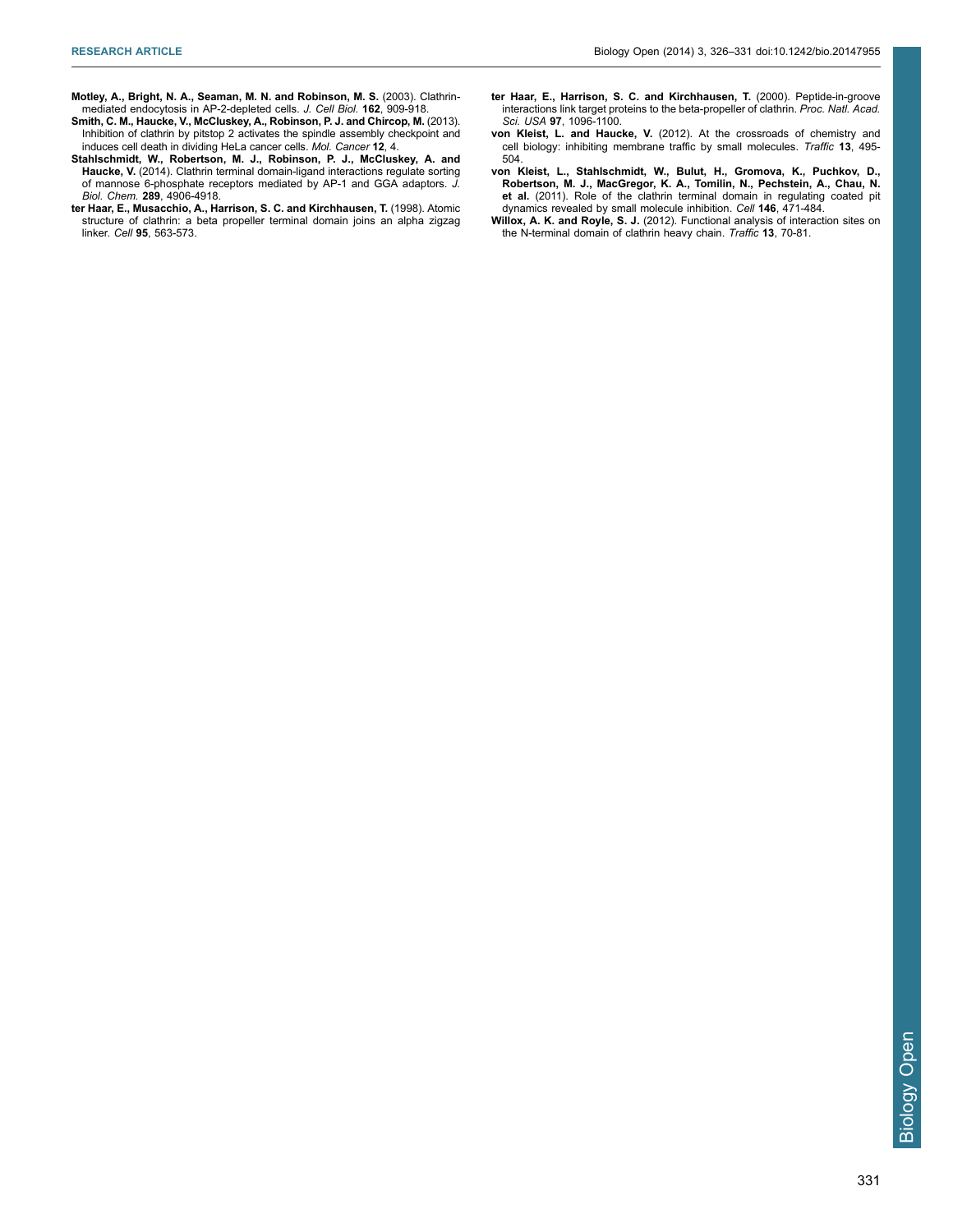**Motley, A., Bright, N. A., Seaman, M. N. and Robinson, M. S.** (2003). Clathrin-mediated endocytosis in AP-2-depleted cells. *J. Cell Biol.* **162**, 909-918.

**Smith, C. M., Haucke, V., McCluskey, A., Robinson, P. J. and Chircop, M.** (2013). Inhibition of clathrin by pitstop 2 activates the spindle assembly checkpoint and induces cell death in dividing HeLa cancer cells. *Mol. Cancer* **12**, 4.

**Stahlschmidt, W., Robertson, M. J., Robinson, P. J., McCluskey, A. and Haucke, V.** (2014). Clathrin terminal domain-ligand interactions regulate sorting of mannose 6-phosphate receptors mediated by AP-1 and GGA adaptors. *J. Biol. Chem.* **289**, 4906-4918.

**ter Haar, E., Musacchio, A., Harrison, S. C. and Kirchhausen, T.** (1998). Atomic structure of clathrin: a beta propeller terminal domain joins an alpha zigzag linker. *Cell* **95**, 563-573.

**ter Haar, E., Harrison, S. C. and Kirchhausen, T.** (2000). Peptide-in-groove interactions link target proteins to the beta-propeller of clathrin. *Proc. Natl. Acad. Sci. USA* **97**, 1096-1100.

**von Kleist, L. and Haucke, V.** (2012). At the crossroads of chemistry and cell biology: inhibiting membrane traffic by small molecules. *Traffic* **13**, 495-504.

**von Kleist, L., Stahlschmidt, W., Bulut, H., Gromova, K., Puchkov, D., Robertson, M. J., MacGregor, K. A., Tomilin, N., Pechstein, A., Chau, N. et al.** (2011). Role of the clathrin terminal domain in regulating coated pit dynamics revealed by small molecule inhibition. *Cell* **146**, 471-484.

**Willox, A. K. and Royle, S. J.** (2012). Functional analysis of interaction sites on the N-terminal domain of clathrin heavy chain. *Traffic* **13**, 70-81.